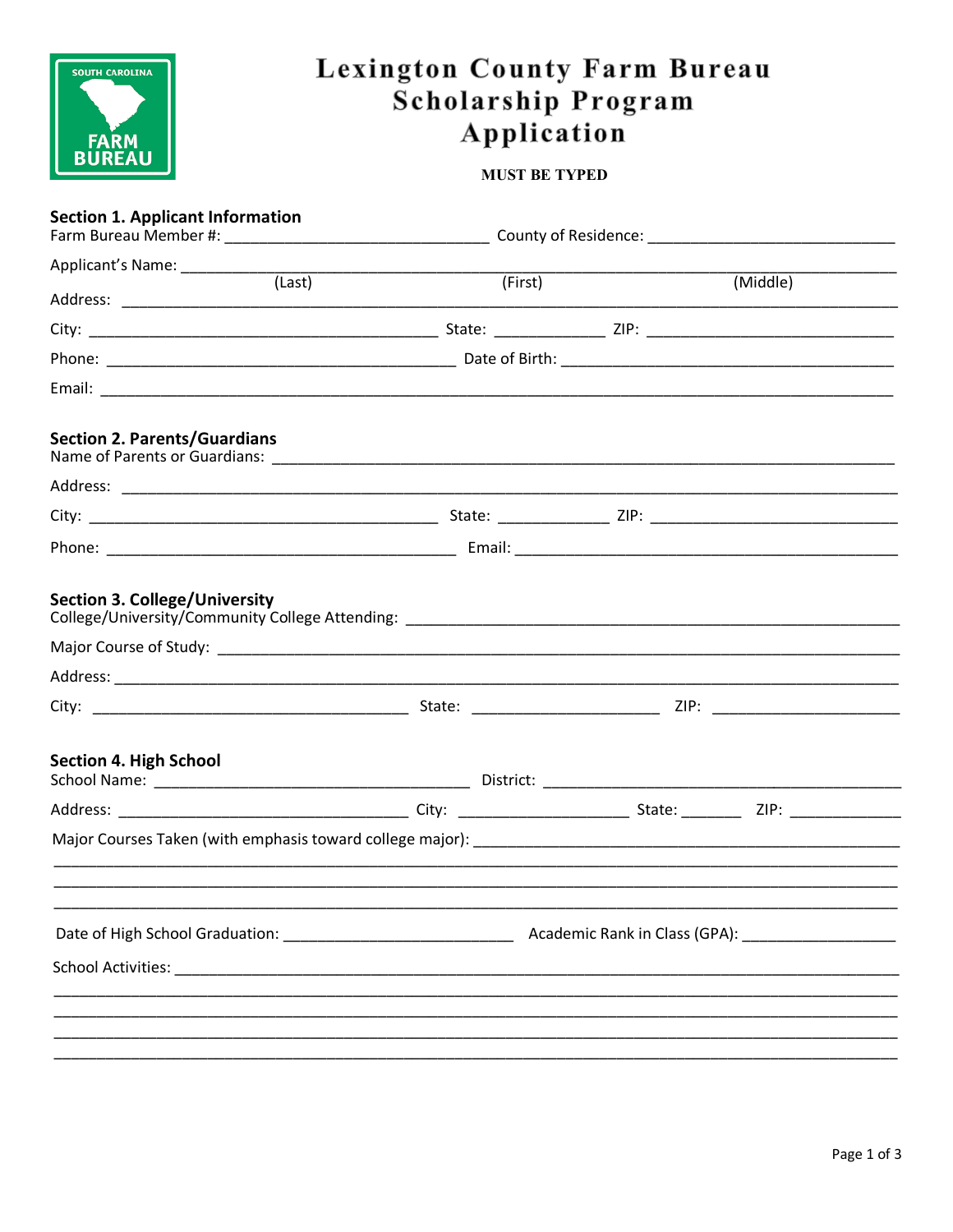SOUTH CAROLINA FARM BUREAU

# Lexington County Farm Bureau Scholarship Program Application

**MUST BE TYPED**

## Section 1. Applicant Information

Farm Bureau Member #: ______________________________ County of Residence: ____________________________

Applicant's Name: ______________________________________________________________________________
(Last) (First) (Middle)

Address: ________________________________________________________________________________________

City: ________________________________________ State: ____________ ZIP: ____________________________

Phone: ________________________________________ Date of Birth: ______________________________________

Email: __________________________________________________________________________________________

## Section 2. Parents/Guardians

Name of Parents or Guardians: ____________________________________________________________________

Address: ________________________________________________________________________________________

City: ________________________________________ State: ____________ ZIP: ____________________________

Phone: ________________________________________ Email: ____________________________________________

## Section 3. College/University

College/University/Community College Attending: _________________________________________________

Major Course of Study: ____________________________________________________________________________

Address: ________________________________________________________________________________________

City: ____________________________________ State: _____________________ ZIP: ______________________

## Section 4. High School

School Name: ____________________________________ District: ___________________________________________

Address: ________________________________ City: ___________________ State: _______ ZIP: _____________

Major Courses Taken (with emphasis toward college major): _________________________________________

_________________________________________________________________________________________________

_________________________________________________________________________________________________

_________________________________________________________________________________________________

Date of High School Graduation: __________________________ Academic Rank in Class (GPA): _________________

School Activities: _______________________________________________________________________________

_________________________________________________________________________________________________

_________________________________________________________________________________________________

_________________________________________________________________________________________________

_________________________________________________________________________________________________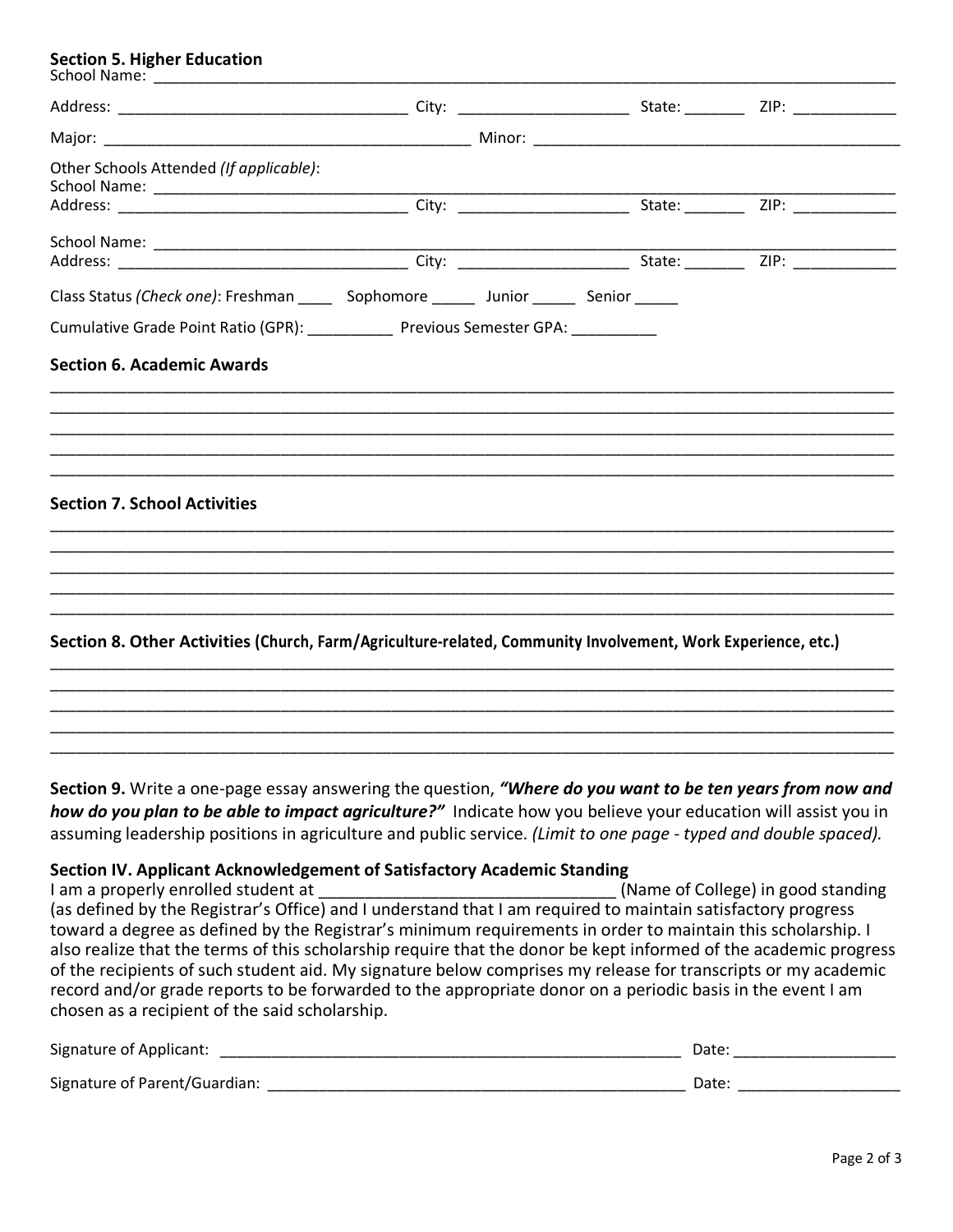**Section 5. Higher Education**

School Name: ___________________________________________________________________________

Address: _________________________________ City: ___________________ State: _______ ZIP: ___________

Major: ________________________________________ Minor: ________________________________________

Other Schools Attended *(If applicable)*:

School Name: ___________________________________________________________________________

Address: _________________________________ City: ___________________ State: _______ ZIP: ___________

School Name: ___________________________________________________________________________

Address: _________________________________ City: ___________________ State: _______ ZIP: ___________

Class Status *(Check one)*: Freshman ____ Sophomore _____ Junior _____ Senior _____

Cumulative Grade Point Ratio (GPR): __________ Previous Semester GPA: __________

**Section 6. Academic Awards**

_____________________________________________________________________________________________

_____________________________________________________________________________________________

_____________________________________________________________________________________________

_____________________________________________________________________________________________

_____________________________________________________________________________________________

**Section 7. School Activities**

_____________________________________________________________________________________________

_____________________________________________________________________________________________

_____________________________________________________________________________________________

_____________________________________________________________________________________________

_____________________________________________________________________________________________

**Section 8. Other Activities (Church, Farm/Agriculture-related, Community Involvement, Work Experience, etc.)**

_____________________________________________________________________________________________

_____________________________________________________________________________________________

_____________________________________________________________________________________________

_____________________________________________________________________________________________

_____________________________________________________________________________________________

**Section 9.** Write a one-page essay answering the question, ***"Where do you want to be ten years from now and how do you plan to be able to impact agriculture?"*** Indicate how you believe your education will assist you in assuming leadership positions in agriculture and public service. *(Limit to one page - typed and double spaced).*

**Section IV. Applicant Acknowledgement of Satisfactory Academic Standing**

I am a properly enrolled student at _______________________________ (Name of College) in good standing (as defined by the Registrar's Office) and I understand that I am required to maintain satisfactory progress toward a degree as defined by the Registrar's minimum requirements in order to maintain this scholarship. I also realize that the terms of this scholarship require that the donor be kept informed of the academic progress of the recipients of such student aid. My signature below comprises my release for transcripts or my academic record and/or grade reports to be forwarded to the appropriate donor on a periodic basis in the event I am chosen as a recipient of the said scholarship.

Signature of Applicant: _____________________________________________________ Date: __________________

Signature of Parent/Guardian: ______________________________________________ Date: __________________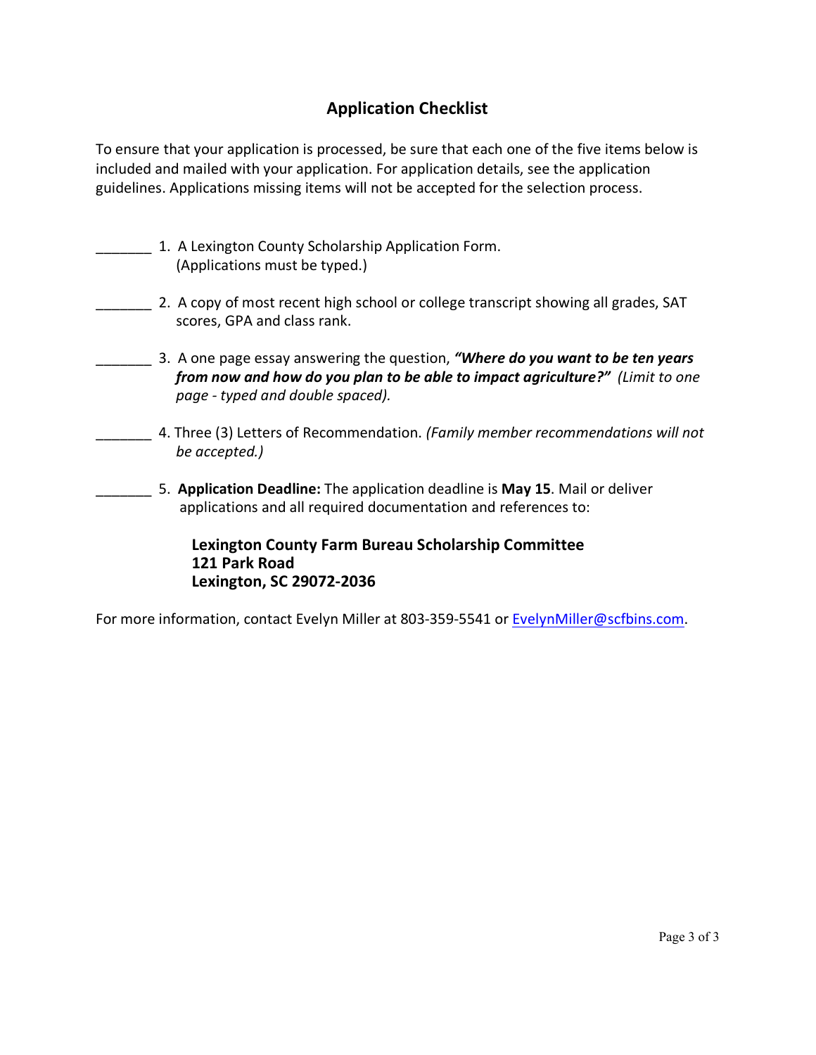## Application Checklist

To ensure that your application is processed, be sure that each one of the five items below is included and mailed with your application. For application details, see the application guidelines. Applications missing items will not be accepted for the selection process.

_______ 1. A Lexington County Scholarship Application Form. (Applications must be typed.)

_______ 2. A copy of most recent high school or college transcript showing all grades, SAT scores, GPA and class rank.

_______ 3. A one page essay answering the question, ***"Where do you want to be ten years from now and how do you plan to be able to impact agriculture?"*** *(Limit to one page - typed and double spaced).*

_______ 4. Three (3) Letters of Recommendation. *(Family member recommendations will not be accepted.)*

_______ 5. **Application Deadline:** The application deadline is **May 15**. Mail or deliver applications and all required documentation and references to:

**Lexington County Farm Bureau Scholarship Committee**
**121 Park Road**
**Lexington, SC 29072-2036**

For more information, contact Evelyn Miller at 803-359-5541 or EvelynMiller@scfbins.com.